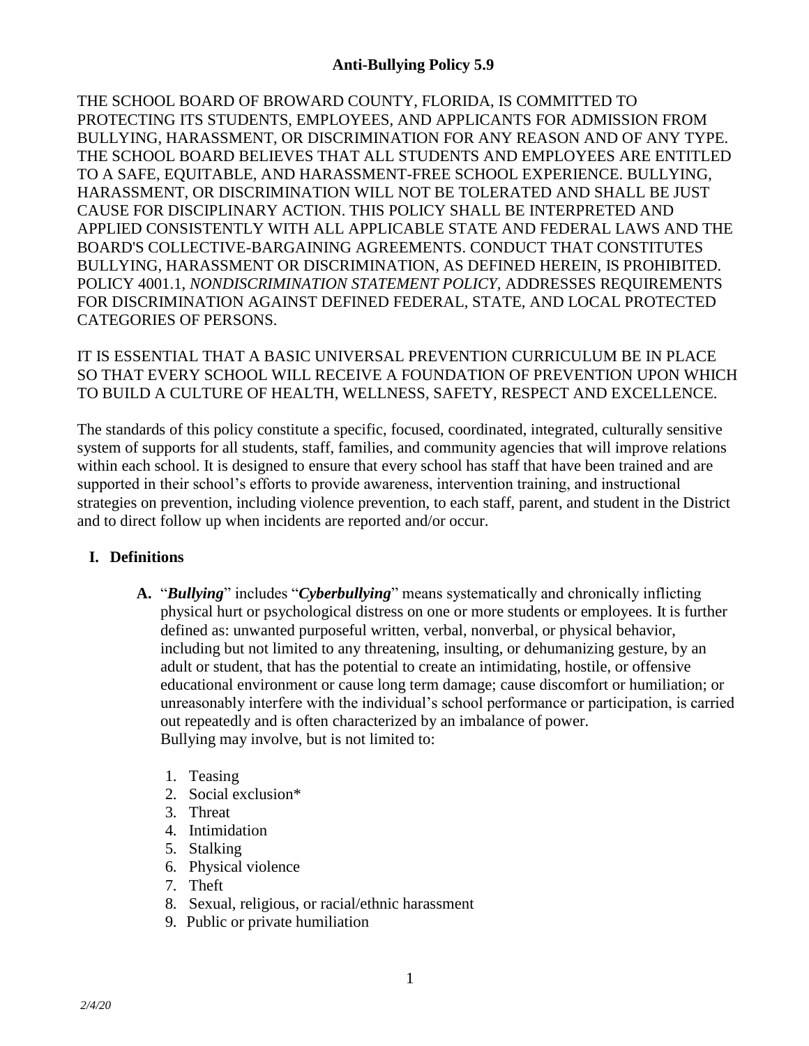# Anti-Bullying Policy 5.9

THE SCHOOL BOARD OF BROWARD COUNTY, FLORIDA, IS COMMITTED TO PROTECTING ITS STUDENTS, EMPLOYEES, AND APPLICANTS FOR ADMISSION FROM BULLYING, HARASSMENT, OR DISCRIMINATION FOR ANY REASON AND OF ANY TYPE. THE SCHOOL BOARD BELIEVES THAT ALL STUDENTS AND EMPLOYEES ARE ENTITLED TO A SAFE, EQUITABLE, AND HARASSMENT-FREE SCHOOL EXPERIENCE. BULLYING, HARASSMENT, OR DISCRIMINATION WILL NOT BE TOLERATED AND SHALL BE JUST CAUSE FOR DISCIPLINARY ACTION. THIS POLICY SHALL BE INTERPRETED AND APPLIED CONSISTENTLY WITH ALL APPLICABLE STATE AND FEDERAL LAWS AND THE BOARD'S COLLECTIVE-BARGAINING AGREEMENTS. CONDUCT THAT CONSTITUTES BULLYING, HARASSMENT OR DISCRIMINATION, AS DEFINED HEREIN, IS PROHIBITED. POLICY 4001.1, *NONDISCRIMINATION STATEMENT POLICY,* ADDRESSES REQUIREMENTS FOR DISCRIMINATION AGAINST DEFINED FEDERAL, STATE, AND LOCAL PROTECTED CATEGORIES OF PERSONS.

IT IS ESSENTIAL THAT A BASIC UNIVERSAL PREVENTION CURRICULUM BE IN PLACE SO THAT EVERY SCHOOL WILL RECEIVE A FOUNDATION OF PREVENTION UPON WHICH TO BUILD A CULTURE OF HEALTH, WELLNESS, SAFETY, RESPECT AND EXCELLENCE.

The standards of this policy constitute a specific, focused, coordinated, integrated, culturally sensitive system of supports for all students, staff, families, and community agencies that will improve relations within each school. It is designed to ensure that every school has staff that have been trained and are supported in their school's efforts to provide awareness, intervention training, and instructional strategies on prevention, including violence prevention, to each staff, parent, and student in the District and to direct follow up when incidents are reported and/or occur.

## I. Definitions

**A.** "***Bullying***" includes "***Cyberbullying***" means systematically and chronically inflicting physical hurt or psychological distress on one or more students or employees. It is further defined as: unwanted purposeful written, verbal, nonverbal, or physical behavior, including but not limited to any threatening, insulting, or dehumanizing gesture, by an adult or student, that has the potential to create an intimidating, hostile, or offensive educational environment or cause long term damage; cause discomfort or humiliation; or unreasonably interfere with the individual's school performance or participation, is carried out repeatedly and is often characterized by an imbalance of power.
Bullying may involve, but is not limited to:

1. Teasing
2. Social exclusion*
3. Threat
4. Intimidation
5. Stalking
6. Physical violence
7. Theft
8. Sexual, religious, or racial/ethnic harassment
9. Public or private humiliation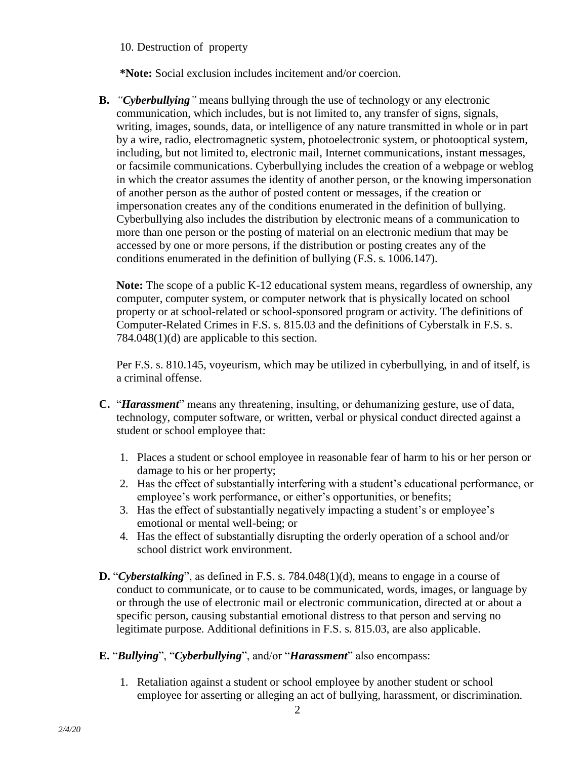10. Destruction of property

**\*Note:** Social exclusion includes incitement and/or coercion.

**B.** *"**Cyberbullying**"* means bullying through the use of technology or any electronic communication, which includes, but is not limited to, any transfer of signs, signals, writing, images, sounds, data, or intelligence of any nature transmitted in whole or in part by a wire, radio, electromagnetic system, photoelectronic system, or photooptical system, including, but not limited to, electronic mail, Internet communications, instant messages, or facsimile communications. Cyberbullying includes the creation of a webpage or weblog in which the creator assumes the identity of another person, or the knowing impersonation of another person as the author of posted content or messages, if the creation or impersonation creates any of the conditions enumerated in the definition of bullying. Cyberbullying also includes the distribution by electronic means of a communication to more than one person or the posting of material on an electronic medium that may be accessed by one or more persons, if the distribution or posting creates any of the conditions enumerated in the definition of bullying (F.S. s. 1006.147).

**Note:** The scope of a public K-12 educational system means, regardless of ownership, any computer, computer system, or computer network that is physically located on school property or at school-related or school-sponsored program or activity. The definitions of Computer-Related Crimes in F.S. s. 815.03 and the definitions of Cyberstalk in F.S. s. 784.048(1)(d) are applicable to this section.

Per F.S. s. 810.145, voyeurism, which may be utilized in cyberbullying, in and of itself, is a criminal offense.

**C.** "***Harassment***" means any threatening, insulting, or dehumanizing gesture, use of data, technology, computer software, or written, verbal or physical conduct directed against a student or school employee that:

1. Places a student or school employee in reasonable fear of harm to his or her person or damage to his or her property;
2. Has the effect of substantially interfering with a student's educational performance, or employee's work performance, or either's opportunities, or benefits;
3. Has the effect of substantially negatively impacting a student's or employee's emotional or mental well-being; or
4. Has the effect of substantially disrupting the orderly operation of a school and/or school district work environment.

**D.** "***Cyberstalking***", as defined in F.S. s. 784.048(1)(d), means to engage in a course of conduct to communicate, or to cause to be communicated, words, images, or language by or through the use of electronic mail or electronic communication, directed at or about a specific person, causing substantial emotional distress to that person and serving no legitimate purpose. Additional definitions in F.S. s. 815.03, are also applicable.

**E.** "***Bullying***", "***Cyberbullying***", and/or "***Harassment***" also encompass:

1. Retaliation against a student or school employee by another student or school employee for asserting or alleging an act of bullying, harassment, or discrimination.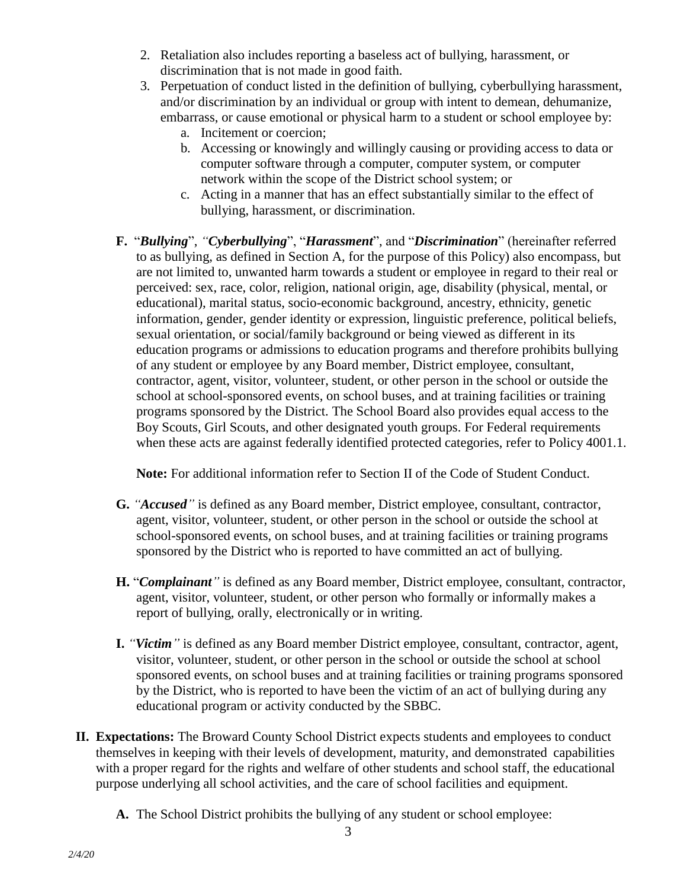2. Retaliation also includes reporting a baseless act of bullying, harassment, or discrimination that is not made in good faith.
3. Perpetuation of conduct listed in the definition of bullying, cyberbullying harassment, and/or discrimination by an individual or group with intent to demean, dehumanize, embarrass, or cause emotional or physical harm to a student or school employee by:
   a. Incitement or coercion;
   b. Accessing or knowingly and willingly causing or providing access to data or computer software through a computer, computer system, or computer network within the scope of the District school system; or
   c. Acting in a manner that has an effect substantially similar to the effect of bullying, harassment, or discrimination.

**F.** "***Bullying***", *"**Cyberbullying***", "***Harassment***", and "***Discrimination***" (hereinafter referred to as bullying, as defined in Section A, for the purpose of this Policy) also encompass, but are not limited to, unwanted harm towards a student or employee in regard to their real or perceived: sex, race, color, religion, national origin, age, disability (physical, mental, or educational), marital status, socio-economic background, ancestry, ethnicity, genetic information, gender, gender identity or expression, linguistic preference, political beliefs, sexual orientation, or social/family background or being viewed as different in its education programs or admissions to education programs and therefore prohibits bullying of any student or employee by any Board member, District employee, consultant, contractor, agent, visitor, volunteer, student, or other person in the school or outside the school at school-sponsored events, on school buses, and at training facilities or training programs sponsored by the District. The School Board also provides equal access to the Boy Scouts, Girl Scouts, and other designated youth groups. For Federal requirements when these acts are against federally identified protected categories, refer to Policy 4001.1.

**Note:** For additional information refer to Section II of the Code of Student Conduct.

**G.** *"**Accused**"* is defined as any Board member, District employee, consultant, contractor, agent, visitor, volunteer, student, or other person in the school or outside the school at school-sponsored events, on school buses, and at training facilities or training programs sponsored by the District who is reported to have committed an act of bullying.

**H.** "***Complainant**"* is defined as any Board member, District employee, consultant, contractor, agent, visitor, volunteer, student, or other person who formally or informally makes a report of bullying, orally, electronically or in writing.

**I.** *"**Victim**"* is defined as any Board member District employee, consultant, contractor, agent, visitor, volunteer, student, or other person in the school or outside the school at school sponsored events, on school buses and at training facilities or training programs sponsored by the District, who is reported to have been the victim of an act of bullying during any educational program or activity conducted by the SBBC.

**II. Expectations:** The Broward County School District expects students and employees to conduct themselves in keeping with their levels of development, maturity, and demonstrated capabilities with a proper regard for the rights and welfare of other students and school staff, the educational purpose underlying all school activities, and the care of school facilities and equipment.

**A.** The School District prohibits the bullying of any student or school employee: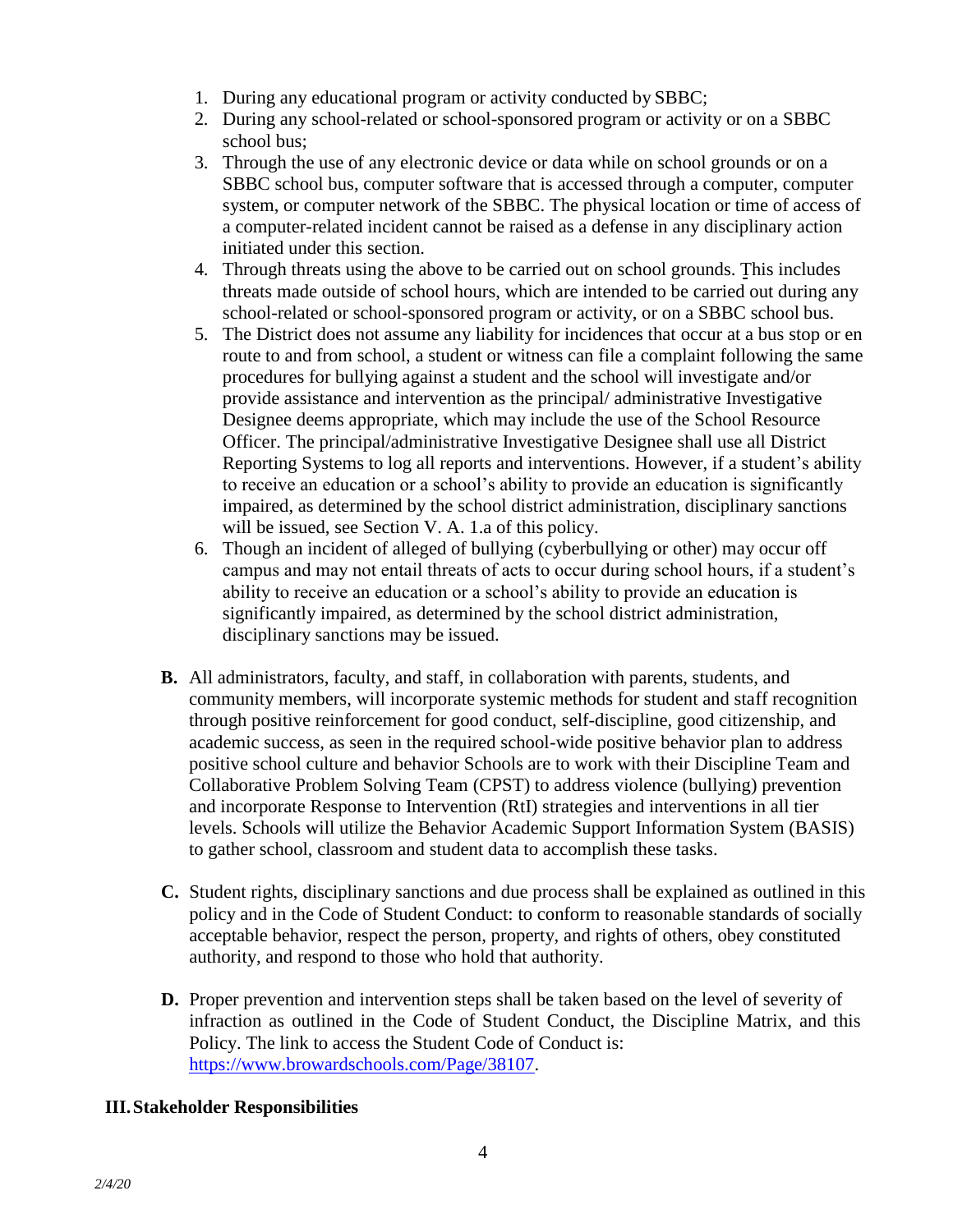1. During any educational program or activity conducted by SBBC;
2. During any school-related or school-sponsored program or activity or on a SBBC school bus;
3. Through the use of any electronic device or data while on school grounds or on a SBBC school bus, computer software that is accessed through a computer, computer system, or computer network of the SBBC. The physical location or time of access of a computer-related incident cannot be raised as a defense in any disciplinary action initiated under this section.
4. Through threats using the above to be carried out on school grounds. This includes threats made outside of school hours, which are intended to be carried out during any school-related or school-sponsored program or activity, or on a SBBC school bus.
5. The District does not assume any liability for incidences that occur at a bus stop or en route to and from school, a student or witness can file a complaint following the same procedures for bullying against a student and the school will investigate and/or provide assistance and intervention as the principal/ administrative Investigative Designee deems appropriate, which may include the use of the School Resource Officer. The principal/administrative Investigative Designee shall use all District Reporting Systems to log all reports and interventions. However, if a student's ability to receive an education or a school's ability to provide an education is significantly impaired, as determined by the school district administration, disciplinary sanctions will be issued, see Section V. A. 1.a of this policy.
6. Though an incident of alleged of bullying (cyberbullying or other) may occur off campus and may not entail threats of acts to occur during school hours, if a student's ability to receive an education or a school's ability to provide an education is significantly impaired, as determined by the school district administration, disciplinary sanctions may be issued.

**B.** All administrators, faculty, and staff, in collaboration with parents, students, and community members, will incorporate systemic methods for student and staff recognition through positive reinforcement for good conduct, self-discipline, good citizenship, and academic success, as seen in the required school-wide positive behavior plan to address positive school culture and behavior Schools are to work with their Discipline Team and Collaborative Problem Solving Team (CPST) to address violence (bullying) prevention and incorporate Response to Intervention (RtI) strategies and interventions in all tier levels. Schools will utilize the Behavior Academic Support Information System (BASIS) to gather school, classroom and student data to accomplish these tasks.

**C.** Student rights, disciplinary sanctions and due process shall be explained as outlined in this policy and in the Code of Student Conduct: to conform to reasonable standards of socially acceptable behavior, respect the person, property, and rights of others, obey constituted authority, and respond to those who hold that authority.

**D.** Proper prevention and intervention steps shall be taken based on the level of severity of infraction as outlined in the Code of Student Conduct, the Discipline Matrix, and this Policy. The link to access the Student Code of Conduct is: [https://www.browardschools.com/Page/38107](https://www.browardschools.com/Page/38107).

## III. Stakeholder Responsibilities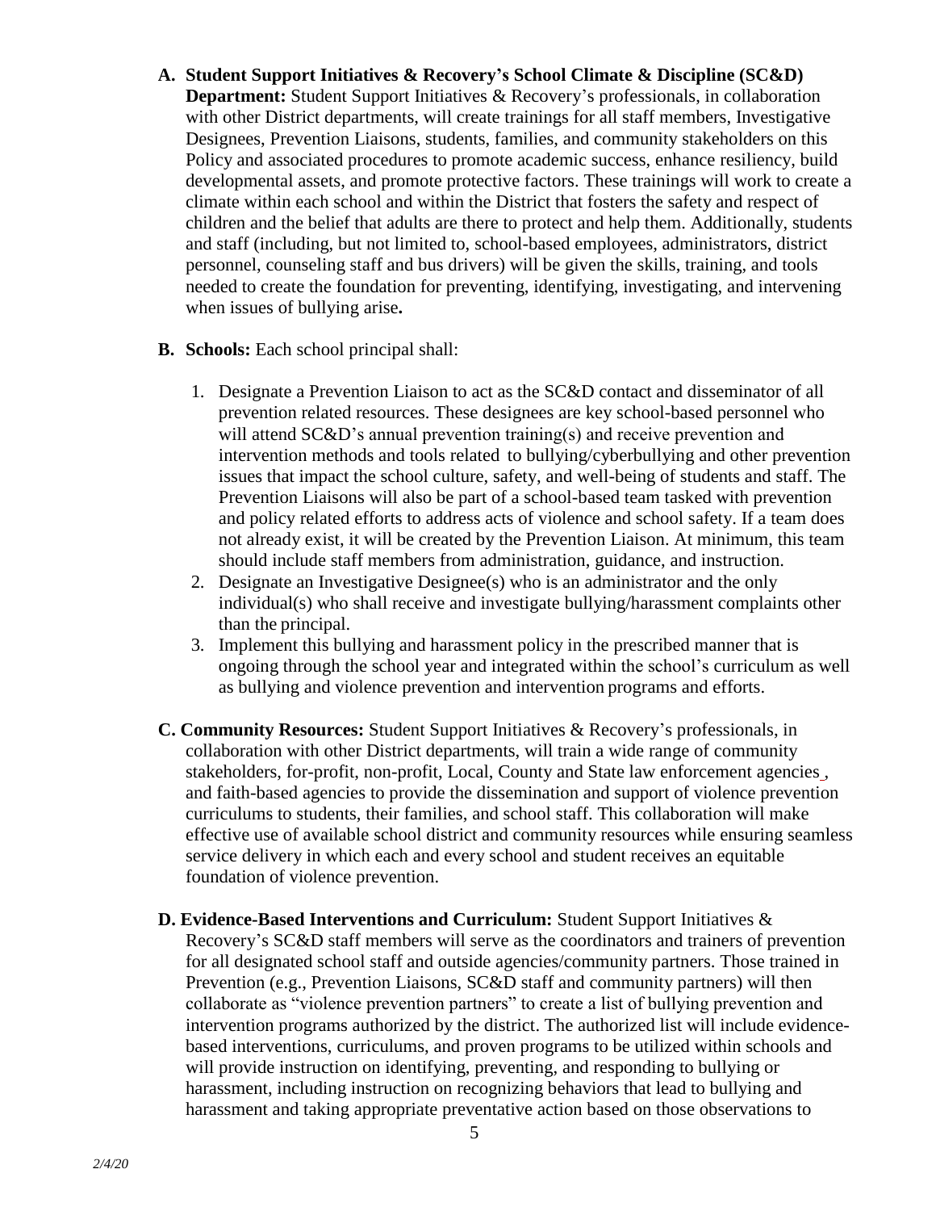**A. Student Support Initiatives & Recovery's School Climate & Discipline (SC&D) Department:** Student Support Initiatives & Recovery's professionals, in collaboration with other District departments, will create trainings for all staff members, Investigative Designees, Prevention Liaisons, students, families, and community stakeholders on this Policy and associated procedures to promote academic success, enhance resiliency, build developmental assets, and promote protective factors. These trainings will work to create a climate within each school and within the District that fosters the safety and respect of children and the belief that adults are there to protect and help them. Additionally, students and staff (including, but not limited to, school-based employees, administrators, district personnel, counseling staff and bus drivers) will be given the skills, training, and tools needed to create the foundation for preventing, identifying, investigating, and intervening when issues of bullying arise**.**

**B. Schools:** Each school principal shall:

1. Designate a Prevention Liaison to act as the SC&D contact and disseminator of all prevention related resources. These designees are key school-based personnel who will attend SC&D's annual prevention training(s) and receive prevention and intervention methods and tools related to bullying/cyberbullying and other prevention issues that impact the school culture, safety, and well-being of students and staff. The Prevention Liaisons will also be part of a school-based team tasked with prevention and policy related efforts to address acts of violence and school safety. If a team does not already exist, it will be created by the Prevention Liaison. At minimum, this team should include staff members from administration, guidance, and instruction.
2. Designate an Investigative Designee(s) who is an administrator and the only individual(s) who shall receive and investigate bullying/harassment complaints other than the principal.
3. Implement this bullying and harassment policy in the prescribed manner that is ongoing through the school year and integrated within the school's curriculum as well as bullying and violence prevention and intervention programs and efforts.

**C. Community Resources:** Student Support Initiatives & Recovery's professionals, in collaboration with other District departments, will train a wide range of community stakeholders, for-profit, non-profit, Local, County and State law enforcement agencies, and faith-based agencies to provide the dissemination and support of violence prevention curriculums to students, their families, and school staff. This collaboration will make effective use of available school district and community resources while ensuring seamless service delivery in which each and every school and student receives an equitable foundation of violence prevention.

**D. Evidence-Based Interventions and Curriculum:** Student Support Initiatives & Recovery's SC&D staff members will serve as the coordinators and trainers of prevention for all designated school staff and outside agencies/community partners. Those trained in Prevention (e.g., Prevention Liaisons, SC&D staff and community partners) will then collaborate as "violence prevention partners" to create a list of bullying prevention and intervention programs authorized by the district. The authorized list will include evidence-based interventions, curriculums, and proven programs to be utilized within schools and will provide instruction on identifying, preventing, and responding to bullying or harassment, including instruction on recognizing behaviors that lead to bullying and harassment and taking appropriate preventative action based on those observations to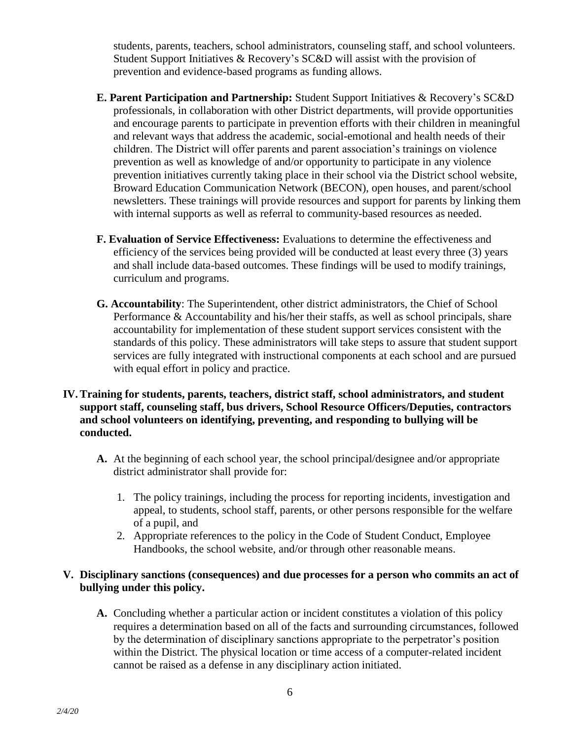students, parents, teachers, school administrators, counseling staff, and school volunteers. Student Support Initiatives & Recovery's SC&D will assist with the provision of prevention and evidence-based programs as funding allows.

**E. Parent Participation and Partnership:** Student Support Initiatives & Recovery's SC&D professionals, in collaboration with other District departments, will provide opportunities and encourage parents to participate in prevention efforts with their children in meaningful and relevant ways that address the academic, social-emotional and health needs of their children. The District will offer parents and parent association's trainings on violence prevention as well as knowledge of and/or opportunity to participate in any violence prevention initiatives currently taking place in their school via the District school website, Broward Education Communication Network (BECON), open houses, and parent/school newsletters. These trainings will provide resources and support for parents by linking them with internal supports as well as referral to community-based resources as needed.

**F. Evaluation of Service Effectiveness:** Evaluations to determine the effectiveness and efficiency of the services being provided will be conducted at least every three (3) years and shall include data-based outcomes. These findings will be used to modify trainings, curriculum and programs.

**G. Accountability**: The Superintendent, other district administrators, the Chief of School Performance & Accountability and his/her their staffs, as well as school principals, share accountability for implementation of these student support services consistent with the standards of this policy. These administrators will take steps to assure that student support services are fully integrated with instructional components at each school and are pursued with equal effort in policy and practice.

## IV. Training for students, parents, teachers, district staff, school administrators, and student support staff, counseling staff, bus drivers, School Resource Officers/Deputies, contractors and school volunteers on identifying, preventing, and responding to bullying will be conducted.

**A.** At the beginning of each school year, the school principal/designee and/or appropriate district administrator shall provide for:

1. The policy trainings, including the process for reporting incidents, investigation and appeal, to students, school staff, parents, or other persons responsible for the welfare of a pupil, and
2. Appropriate references to the policy in the Code of Student Conduct, Employee Handbooks, the school website, and/or through other reasonable means.

## V. Disciplinary sanctions (consequences) and due processes for a person who commits an act of bullying under this policy.

**A.** Concluding whether a particular action or incident constitutes a violation of this policy requires a determination based on all of the facts and surrounding circumstances, followed by the determination of disciplinary sanctions appropriate to the perpetrator's position within the District. The physical location or time access of a computer-related incident cannot be raised as a defense in any disciplinary action initiated.

*2/4/20*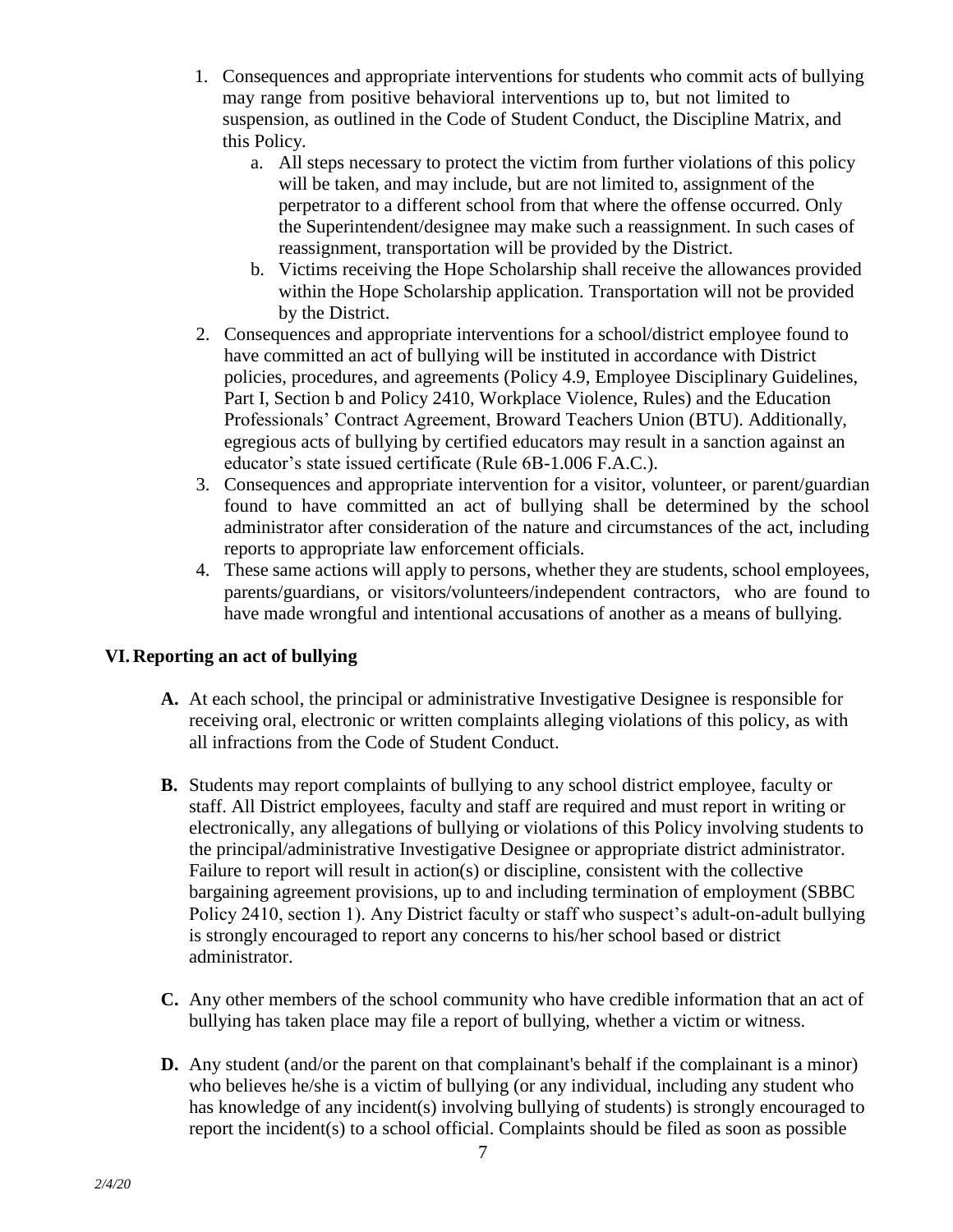1. Consequences and appropriate interventions for students who commit acts of bullying may range from positive behavioral interventions up to, but not limited to suspension, as outlined in the Code of Student Conduct, the Discipline Matrix, and this Policy.
    a. All steps necessary to protect the victim from further violations of this policy will be taken, and may include, but are not limited to, assignment of the perpetrator to a different school from that where the offense occurred. Only the Superintendent/designee may make such a reassignment. In such cases of reassignment, transportation will be provided by the District.
    b. Victims receiving the Hope Scholarship shall receive the allowances provided within the Hope Scholarship application. Transportation will not be provided by the District.
2. Consequences and appropriate interventions for a school/district employee found to have committed an act of bullying will be instituted in accordance with District policies, procedures, and agreements (Policy 4.9, Employee Disciplinary Guidelines, Part I, Section b and Policy 2410, Workplace Violence, Rules) and the Education Professionals' Contract Agreement, Broward Teachers Union (BTU). Additionally, egregious acts of bullying by certified educators may result in a sanction against an educator's state issued certificate (Rule 6B-1.006 F.A.C.).
3. Consequences and appropriate intervention for a visitor, volunteer, or parent/guardian found to have committed an act of bullying shall be determined by the school administrator after consideration of the nature and circumstances of the act, including reports to appropriate law enforcement officials.
4. These same actions will apply to persons, whether they are students, school employees, parents/guardians, or visitors/volunteers/independent contractors, who are found to have made wrongful and intentional accusations of another as a means of bullying.

## VI. Reporting an act of bullying

**A.** At each school, the principal or administrative Investigative Designee is responsible for receiving oral, electronic or written complaints alleging violations of this policy, as with all infractions from the Code of Student Conduct.

**B.** Students may report complaints of bullying to any school district employee, faculty or staff. All District employees, faculty and staff are required and must report in writing or electronically, any allegations of bullying or violations of this Policy involving students to the principal/administrative Investigative Designee or appropriate district administrator. Failure to report will result in action(s) or discipline, consistent with the collective bargaining agreement provisions, up to and including termination of employment (SBBC Policy 2410, section 1). Any District faculty or staff who suspect's adult-on-adult bullying is strongly encouraged to report any concerns to his/her school based or district administrator.

**C.** Any other members of the school community who have credible information that an act of bullying has taken place may file a report of bullying, whether a victim or witness.

**D.** Any student (and/or the parent on that complainant's behalf if the complainant is a minor) who believes he/she is a victim of bullying (or any individual, including any student who has knowledge of any incident(s) involving bullying of students) is strongly encouraged to report the incident(s) to a school official. Complaints should be filed as soon as possible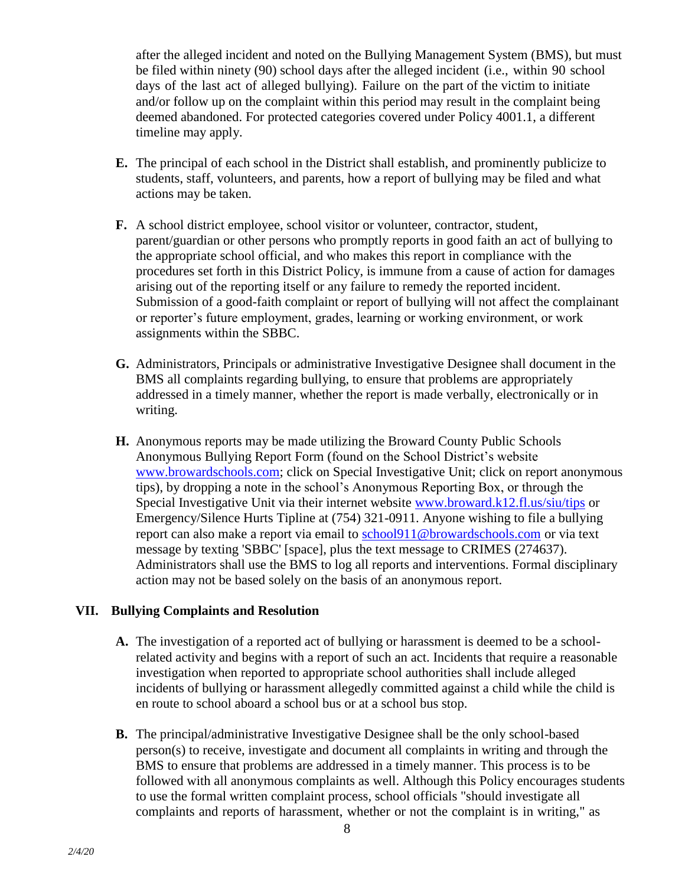after the alleged incident and noted on the Bullying Management System (BMS), but must be filed within ninety (90) school days after the alleged incident (i.e., within 90 school days of the last act of alleged bullying). Failure on the part of the victim to initiate and/or follow up on the complaint within this period may result in the complaint being deemed abandoned. For protected categories covered under Policy 4001.1, a different timeline may apply.

**E.** The principal of each school in the District shall establish, and prominently publicize to students, staff, volunteers, and parents, how a report of bullying may be filed and what actions may be taken.

**F.** A school district employee, school visitor or volunteer, contractor, student, parent/guardian or other persons who promptly reports in good faith an act of bullying to the appropriate school official, and who makes this report in compliance with the procedures set forth in this District Policy, is immune from a cause of action for damages arising out of the reporting itself or any failure to remedy the reported incident. Submission of a good-faith complaint or report of bullying will not affect the complainant or reporter's future employment, grades, learning or working environment, or work assignments within the SBBC.

**G.** Administrators, Principals or administrative Investigative Designee shall document in the BMS all complaints regarding bullying, to ensure that problems are appropriately addressed in a timely manner, whether the report is made verbally, electronically or in writing.

**H.** Anonymous reports may be made utilizing the Broward County Public Schools Anonymous Bullying Report Form (found on the School District's website www.browardschools.com; click on Special Investigative Unit; click on report anonymous tips), by dropping a note in the school's Anonymous Reporting Box, or through the Special Investigative Unit via their internet website www.broward.k12.fl.us/siu/tips or Emergency/Silence Hurts Tipline at (754) 321-0911. Anyone wishing to file a bullying report can also make a report via email to school911@browardschools.com or via text message by texting 'SBBC' [space], plus the text message to CRIMES (274637). Administrators shall use the BMS to log all reports and interventions. Formal disciplinary action may not be based solely on the basis of an anonymous report.

## VII. Bullying Complaints and Resolution

**A.** The investigation of a reported act of bullying or harassment is deemed to be a school-related activity and begins with a report of such an act. Incidents that require a reasonable investigation when reported to appropriate school authorities shall include alleged incidents of bullying or harassment allegedly committed against a child while the child is en route to school aboard a school bus or at a school bus stop.

**B.** The principal/administrative Investigative Designee shall be the only school-based person(s) to receive, investigate and document all complaints in writing and through the BMS to ensure that problems are addressed in a timely manner. This process is to be followed with all anonymous complaints as well. Although this Policy encourages students to use the formal written complaint process, school officials "should investigate all complaints and reports of harassment, whether or not the complaint is in writing," as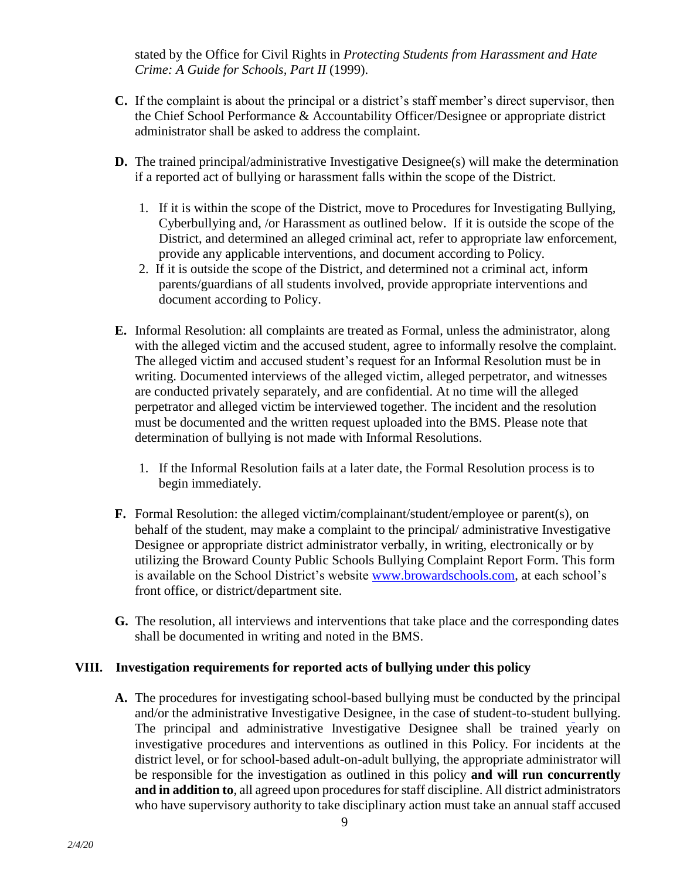stated by the Office for Civil Rights in *Protecting Students from Harassment and Hate Crime: A Guide for Schools, Part II* (1999).

**C.** If the complaint is about the principal or a district's staff member's direct supervisor, then the Chief School Performance & Accountability Officer/Designee or appropriate district administrator shall be asked to address the complaint.

**D.** The trained principal/administrative Investigative Designee(s) will make the determination if a reported act of bullying or harassment falls within the scope of the District.

1. If it is within the scope of the District, move to Procedures for Investigating Bullying, Cyberbullying and, /or Harassment as outlined below. If it is outside the scope of the District, and determined an alleged criminal act, refer to appropriate law enforcement, provide any applicable interventions, and document according to Policy.
2. If it is outside the scope of the District, and determined not a criminal act, inform parents/guardians of all students involved, provide appropriate interventions and document according to Policy.

**E.** Informal Resolution: all complaints are treated as Formal, unless the administrator, along with the alleged victim and the accused student, agree to informally resolve the complaint. The alleged victim and accused student's request for an Informal Resolution must be in writing. Documented interviews of the alleged victim, alleged perpetrator, and witnesses are conducted privately separately, and are confidential. At no time will the alleged perpetrator and alleged victim be interviewed together. The incident and the resolution must be documented and the written request uploaded into the BMS. Please note that determination of bullying is not made with Informal Resolutions.

1. If the Informal Resolution fails at a later date, the Formal Resolution process is to begin immediately.

**F.** Formal Resolution: the alleged victim/complainant/student/employee or parent(s), on behalf of the student, may make a complaint to the principal/ administrative Investigative Designee or appropriate district administrator verbally, in writing, electronically or by utilizing the Broward County Public Schools Bullying Complaint Report Form. This form is available on the School District's website www.browardschools.com, at each school's front office, or district/department site.

**G.** The resolution, all interviews and interventions that take place and the corresponding dates shall be documented in writing and noted in the BMS.

## VIII. Investigation requirements for reported acts of bullying under this policy

**A.** The procedures for investigating school-based bullying must be conducted by the principal and/or the administrative Investigative Designee, in the case of student-to-student bullying. The principal and administrative Investigative Designee shall be trained yearly on investigative procedures and interventions as outlined in this Policy. For incidents at the district level, or for school-based adult-on-adult bullying, the appropriate administrator will be responsible for the investigation as outlined in this policy **and will run concurrently and in addition to**, all agreed upon procedures for staff discipline. All district administrators who have supervisory authority to take disciplinary action must take an annual staff accused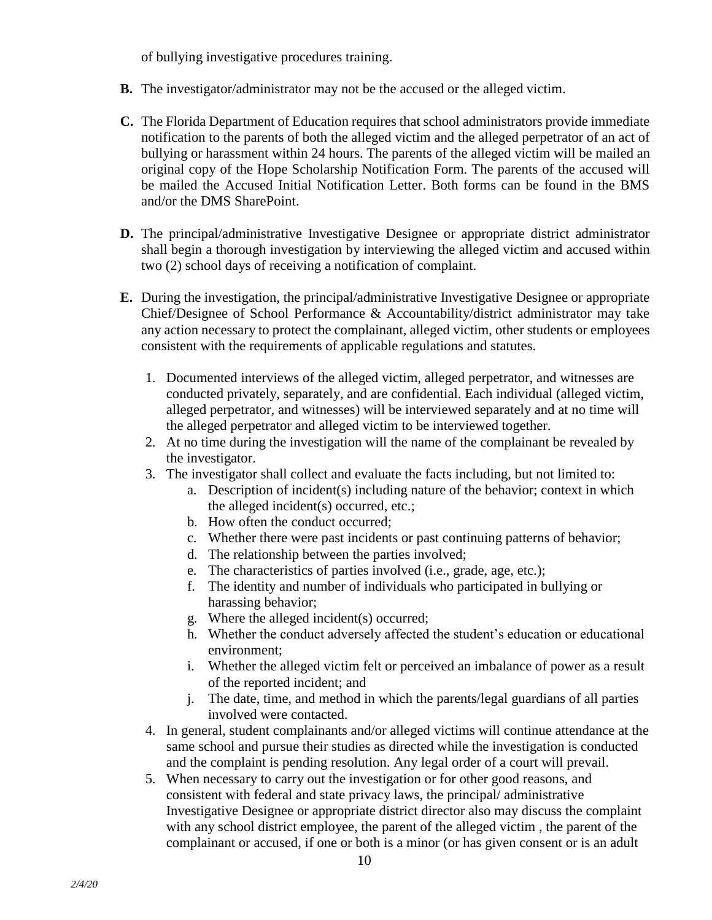of bullying investigative procedures training.

**B.** The investigator/administrator may not be the accused or the alleged victim.

**C.** The Florida Department of Education requires that school administrators provide immediate notification to the parents of both the alleged victim and the alleged perpetrator of an act of bullying or harassment within 24 hours. The parents of the alleged victim will be mailed an original copy of the Hope Scholarship Notification Form. The parents of the accused will be mailed the Accused Initial Notification Letter. Both forms can be found in the BMS and/or the DMS SharePoint.

**D.** The principal/administrative Investigative Designee or appropriate district administrator shall begin a thorough investigation by interviewing the alleged victim and accused within two (2) school days of receiving a notification of complaint.

**E.** During the investigation, the principal/administrative Investigative Designee or appropriate Chief/Designee of School Performance & Accountability/district administrator may take any action necessary to protect the complainant, alleged victim, other students or employees consistent with the requirements of applicable regulations and statutes.

1. Documented interviews of the alleged victim, alleged perpetrator, and witnesses are conducted privately, separately, and are confidential. Each individual (alleged victim, alleged perpetrator, and witnesses) will be interviewed separately and at no time will the alleged perpetrator and alleged victim to be interviewed together.
2. At no time during the investigation will the name of the complainant be revealed by the investigator.
3. The investigator shall collect and evaluate the facts including, but not limited to:
   a. Description of incident(s) including nature of the behavior; context in which the alleged incident(s) occurred, etc.;
   b. How often the conduct occurred;
   c. Whether there were past incidents or past continuing patterns of behavior;
   d. The relationship between the parties involved;
   e. The characteristics of parties involved (i.e., grade, age, etc.);
   f. The identity and number of individuals who participated in bullying or harassing behavior;
   g. Where the alleged incident(s) occurred;
   h. Whether the conduct adversely affected the student's education or educational environment;
   i. Whether the alleged victim felt or perceived an imbalance of power as a result of the reported incident; and
   j. The date, time, and method in which the parents/legal guardians of all parties involved were contacted.
4. In general, student complainants and/or alleged victims will continue attendance at the same school and pursue their studies as directed while the investigation is conducted and the complaint is pending resolution. Any legal order of a court will prevail.
5. When necessary to carry out the investigation or for other good reasons, and consistent with federal and state privacy laws, the principal/ administrative Investigative Designee or appropriate district director also may discuss the complaint with any school district employee, the parent of the alleged victim , the parent of the complainant or accused, if one or both is a minor (or has given consent or is an adult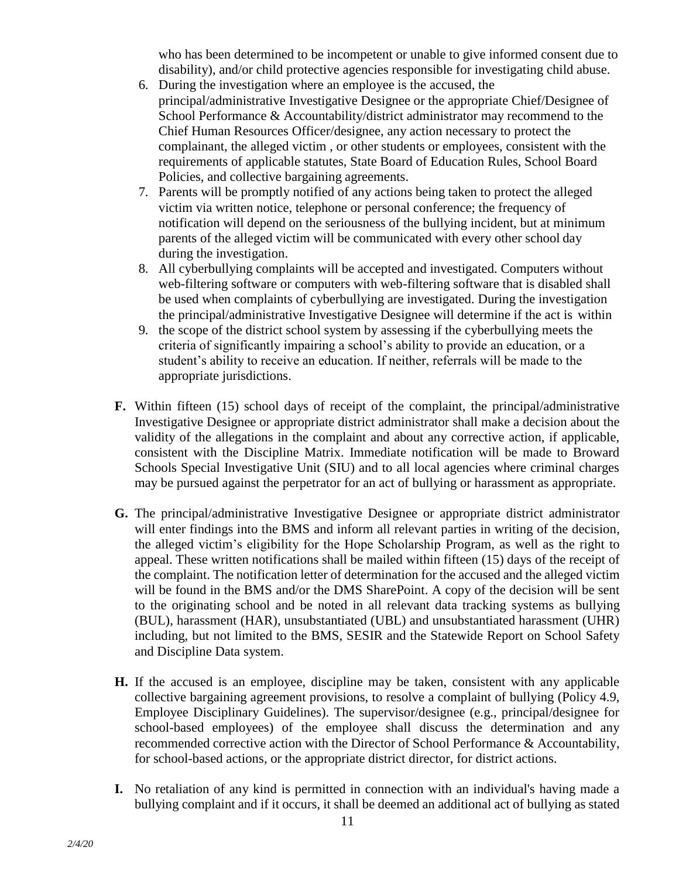who has been determined to be incompetent or unable to give informed consent due to disability), and/or child protective agencies responsible for investigating child abuse.

6. During the investigation where an employee is the accused, the principal/administrative Investigative Designee or the appropriate Chief/Designee of School Performance & Accountability/district administrator may recommend to the Chief Human Resources Officer/designee, any action necessary to protect the complainant, the alleged victim , or other students or employees, consistent with the requirements of applicable statutes, State Board of Education Rules, School Board Policies, and collective bargaining agreements.
7. Parents will be promptly notified of any actions being taken to protect the alleged victim via written notice, telephone or personal conference; the frequency of notification will depend on the seriousness of the bullying incident, but at minimum parents of the alleged victim will be communicated with every other school day during the investigation.
8. All cyberbullying complaints will be accepted and investigated. Computers without web-filtering software or computers with web-filtering software that is disabled shall be used when complaints of cyberbullying are investigated. During the investigation the principal/administrative Investigative Designee will determine if the act is within
9. the scope of the district school system by assessing if the cyberbullying meets the criteria of significantly impairing a school's ability to provide an education, or a student's ability to receive an education. If neither, referrals will be made to the appropriate jurisdictions.

**F.** Within fifteen (15) school days of receipt of the complaint, the principal/administrative Investigative Designee or appropriate district administrator shall make a decision about the validity of the allegations in the complaint and about any corrective action, if applicable, consistent with the Discipline Matrix. Immediate notification will be made to Broward Schools Special Investigative Unit (SIU) and to all local agencies where criminal charges may be pursued against the perpetrator for an act of bullying or harassment as appropriate.

**G.** The principal/administrative Investigative Designee or appropriate district administrator will enter findings into the BMS and inform all relevant parties in writing of the decision, the alleged victim's eligibility for the Hope Scholarship Program, as well as the right to appeal. These written notifications shall be mailed within fifteen (15) days of the receipt of the complaint. The notification letter of determination for the accused and the alleged victim will be found in the BMS and/or the DMS SharePoint. A copy of the decision will be sent to the originating school and be noted in all relevant data tracking systems as bullying (BUL), harassment (HAR), unsubstantiated (UBL) and unsubstantiated harassment (UHR) including, but not limited to the BMS, SESIR and the Statewide Report on School Safety and Discipline Data system.

**H.** If the accused is an employee, discipline may be taken, consistent with any applicable collective bargaining agreement provisions, to resolve a complaint of bullying (Policy 4.9, Employee Disciplinary Guidelines). The supervisor/designee (e.g., principal/designee for school-based employees) of the employee shall discuss the determination and any recommended corrective action with the Director of School Performance & Accountability, for school-based actions, or the appropriate district director, for district actions.

**I.** No retaliation of any kind is permitted in connection with an individual's having made a bullying complaint and if it occurs, it shall be deemed an additional act of bullying as stated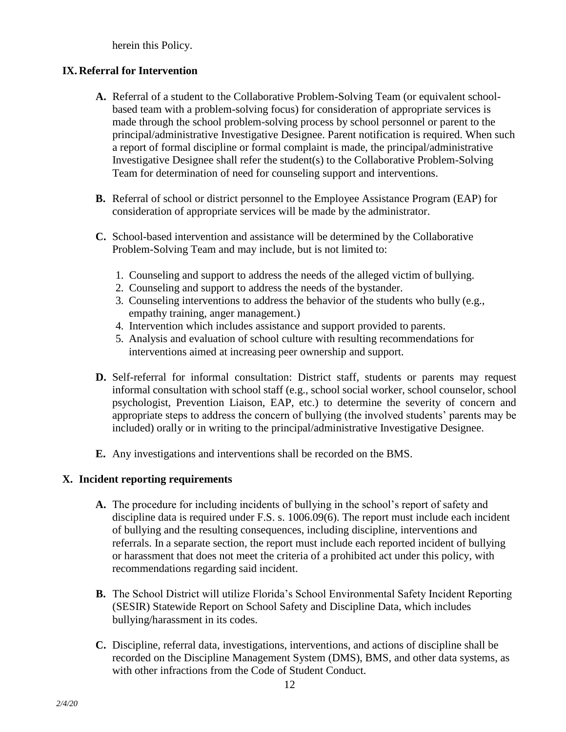herein this Policy.

## IX. Referral for Intervention

**A.** Referral of a student to the Collaborative Problem-Solving Team (or equivalent school-based team with a problem-solving focus) for consideration of appropriate services is made through the school problem-solving process by school personnel or parent to the principal/administrative Investigative Designee. Parent notification is required. When such a report of formal discipline or formal complaint is made, the principal/administrative Investigative Designee shall refer the student(s) to the Collaborative Problem-Solving Team for determination of need for counseling support and interventions.

**B.** Referral of school or district personnel to the Employee Assistance Program (EAP) for consideration of appropriate services will be made by the administrator.

**C.** School-based intervention and assistance will be determined by the Collaborative Problem-Solving Team and may include, but is not limited to:

1. Counseling and support to address the needs of the alleged victim of bullying.
2. Counseling and support to address the needs of the bystander.
3. Counseling interventions to address the behavior of the students who bully (e.g., empathy training, anger management.)
4. Intervention which includes assistance and support provided to parents.
5. Analysis and evaluation of school culture with resulting recommendations for interventions aimed at increasing peer ownership and support.

**D.** Self-referral for informal consultation: District staff, students or parents may request informal consultation with school staff (e.g., school social worker, school counselor, school psychologist, Prevention Liaison, EAP, etc.) to determine the severity of concern and appropriate steps to address the concern of bullying (the involved students' parents may be included) orally or in writing to the principal/administrative Investigative Designee.

**E.** Any investigations and interventions shall be recorded on the BMS.

## X. Incident reporting requirements

**A.** The procedure for including incidents of bullying in the school's report of safety and discipline data is required under F.S. s. 1006.09(6). The report must include each incident of bullying and the resulting consequences, including discipline, interventions and referrals. In a separate section, the report must include each reported incident of bullying or harassment that does not meet the criteria of a prohibited act under this policy, with recommendations regarding said incident.

**B.** The School District will utilize Florida's School Environmental Safety Incident Reporting (SESIR) Statewide Report on School Safety and Discipline Data, which includes bullying/harassment in its codes.

**C.** Discipline, referral data, investigations, interventions, and actions of discipline shall be recorded on the Discipline Management System (DMS), BMS, and other data systems, as with other infractions from the Code of Student Conduct.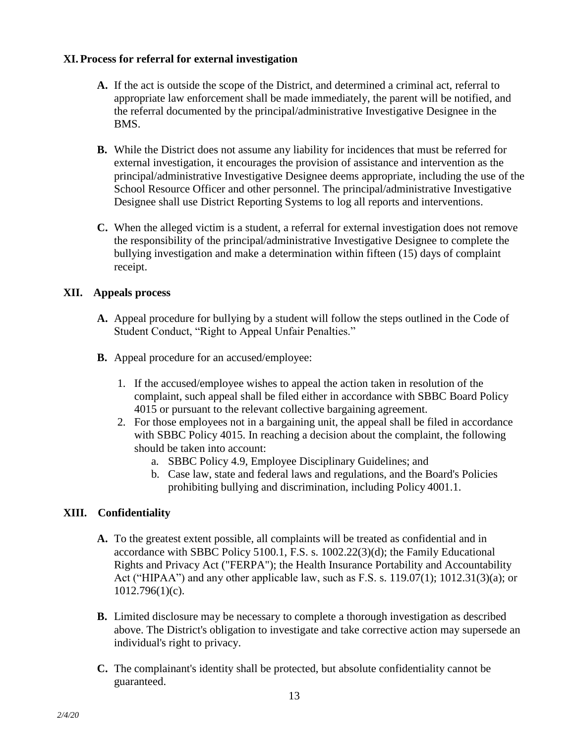## XI. Process for referral for external investigation

**A.** If the act is outside the scope of the District, and determined a criminal act, referral to appropriate law enforcement shall be made immediately, the parent will be notified, and the referral documented by the principal/administrative Investigative Designee in the BMS.

**B.** While the District does not assume any liability for incidences that must be referred for external investigation, it encourages the provision of assistance and intervention as the principal/administrative Investigative Designee deems appropriate, including the use of the School Resource Officer and other personnel. The principal/administrative Investigative Designee shall use District Reporting Systems to log all reports and interventions.

**C.** When the alleged victim is a student, a referral for external investigation does not remove the responsibility of the principal/administrative Investigative Designee to complete the bullying investigation and make a determination within fifteen (15) days of complaint receipt.

## XII. Appeals process

**A.** Appeal procedure for bullying by a student will follow the steps outlined in the Code of Student Conduct, "Right to Appeal Unfair Penalties."

**B.** Appeal procedure for an accused/employee:

1. If the accused/employee wishes to appeal the action taken in resolution of the complaint, such appeal shall be filed either in accordance with SBBC Board Policy 4015 or pursuant to the relevant collective bargaining agreement.
2. For those employees not in a bargaining unit, the appeal shall be filed in accordance with SBBC Policy 4015. In reaching a decision about the complaint, the following should be taken into account:
   a. SBBC Policy 4.9, Employee Disciplinary Guidelines; and
   b. Case law, state and federal laws and regulations, and the Board's Policies prohibiting bullying and discrimination, including Policy 4001.1.

## XIII. Confidentiality

**A.** To the greatest extent possible, all complaints will be treated as confidential and in accordance with SBBC Policy 5100.1, F.S. s. 1002.22(3)(d); the Family Educational Rights and Privacy Act ("FERPA"); the Health Insurance Portability and Accountability Act ("HIPAA") and any other applicable law, such as F.S. s. 119.07(1); 1012.31(3)(a); or 1012.796(1)(c).

**B.** Limited disclosure may be necessary to complete a thorough investigation as described above. The District's obligation to investigate and take corrective action may supersede an individual's right to privacy.

**C.** The complainant's identity shall be protected, but absolute confidentiality cannot be guaranteed.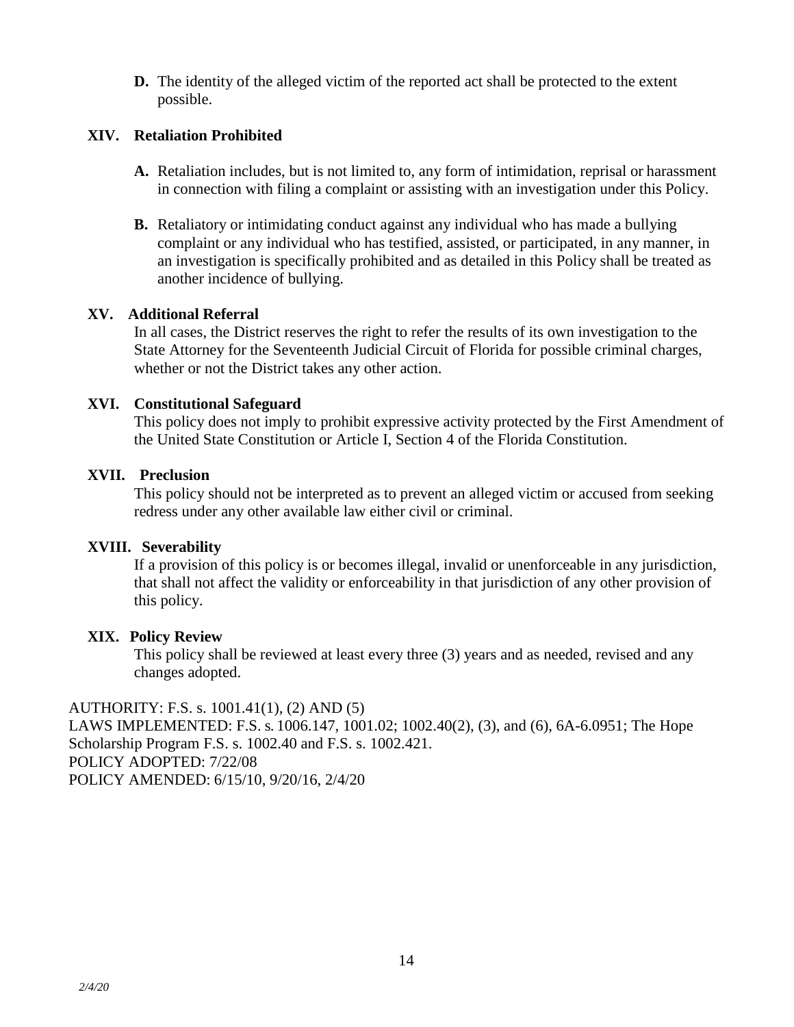**D.** The identity of the alleged victim of the reported act shall be protected to the extent possible.

## XIV. Retaliation Prohibited

**A.** Retaliation includes, but is not limited to, any form of intimidation, reprisal or harassment in connection with filing a complaint or assisting with an investigation under this Policy.

**B.** Retaliatory or intimidating conduct against any individual who has made a bullying complaint or any individual who has testified, assisted, or participated, in any manner, in an investigation is specifically prohibited and as detailed in this Policy shall be treated as another incidence of bullying.

## XV. Additional Referral

In all cases, the District reserves the right to refer the results of its own investigation to the State Attorney for the Seventeenth Judicial Circuit of Florida for possible criminal charges, whether or not the District takes any other action.

## XVI. Constitutional Safeguard

This policy does not imply to prohibit expressive activity protected by the First Amendment of the United State Constitution or Article I, Section 4 of the Florida Constitution.

## XVII. Preclusion

This policy should not be interpreted as to prevent an alleged victim or accused from seeking redress under any other available law either civil or criminal.

## XVIII. Severability

If a provision of this policy is or becomes illegal, invalid or unenforceable in any jurisdiction, that shall not affect the validity or enforceability in that jurisdiction of any other provision of this policy.

## XIX. Policy Review

This policy shall be reviewed at least every three (3) years and as needed, revised and any changes adopted.

AUTHORITY: F.S. s. 1001.41(1), (2) AND (5)
LAWS IMPLEMENTED: F.S. s. 1006.147, 1001.02; 1002.40(2), (3), and (6), 6A-6.0951; The Hope Scholarship Program F.S. s. 1002.40 and F.S. s. 1002.421.
POLICY ADOPTED: 7/22/08
POLICY AMENDED: 6/15/10, 9/20/16, 2/4/20